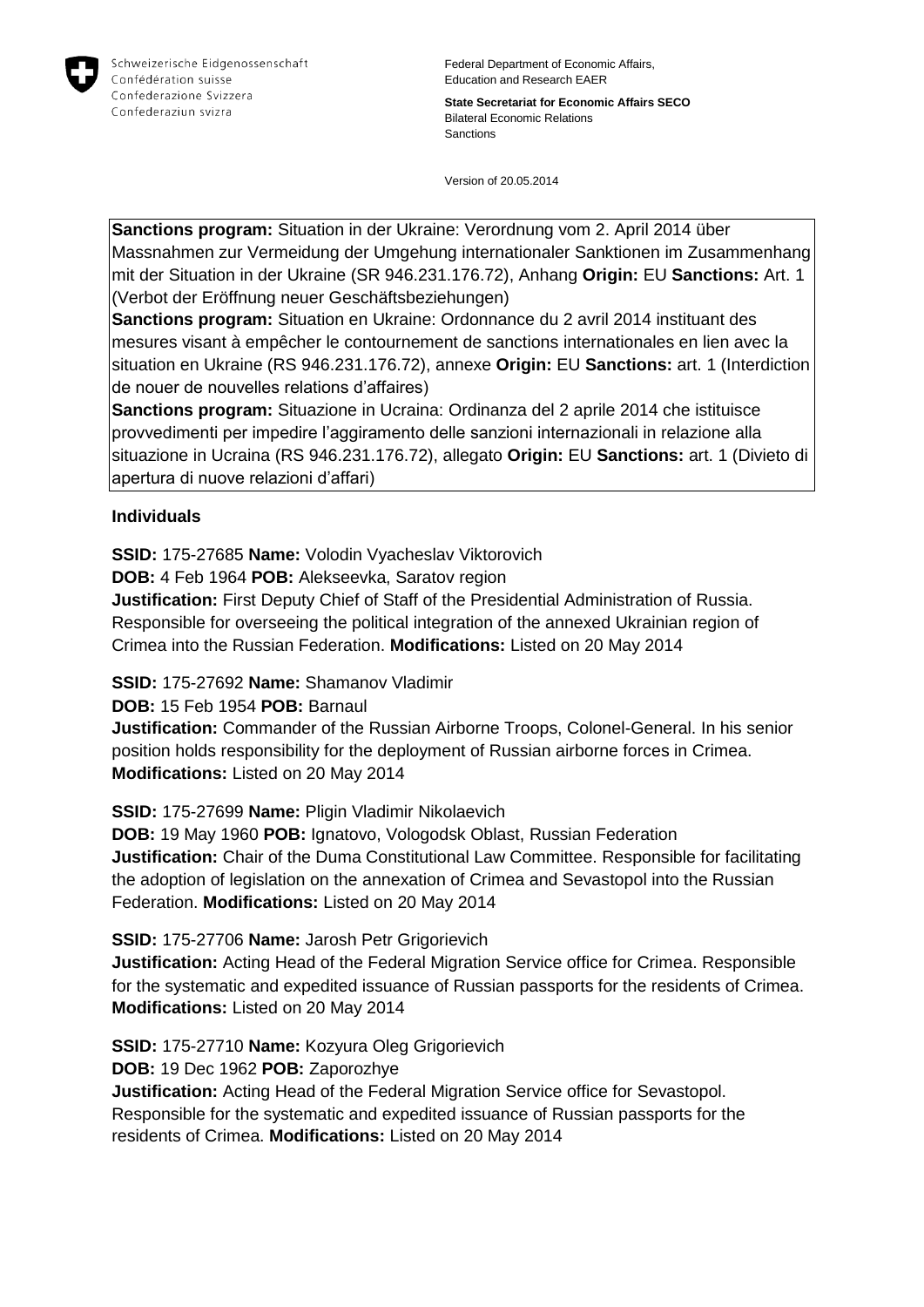Schweizerische Eidgenossenschaft
Confédération suisse
Confederazione Svizzera
Confederaziun svizra

Federal Department of Economic Affairs,
Education and Research EAER

**State Secretariat for Economic Affairs SECO**
Bilateral Economic Relations
Sanctions

Version of 20.05.2014

**Sanctions program:** Situation in der Ukraine: Verordnung vom 2. April 2014 über Massnahmen zur Vermeidung der Umgehung internationaler Sanktionen im Zusammenhang mit der Situation in der Ukraine (SR 946.231.176.72), Anhang **Origin:** EU **Sanctions:** Art. 1 (Verbot der Eröffnung neuer Geschäftsbeziehungen)
**Sanctions program:** Situation en Ukraine: Ordonnance du 2 avril 2014 instituant des mesures visant à empêcher le contournement de sanctions internationales en lien avec la situation en Ukraine (RS 946.231.176.72), annexe **Origin:** EU **Sanctions:** art. 1 (Interdiction de nouer de nouvelles relations d'affaires)
**Sanctions program:** Situazione in Ucraina: Ordinanza del 2 aprile 2014 che istituisce provvedimenti per impedire l'aggiramento delle sanzioni internazionali in relazione alla situazione in Ucraina (RS 946.231.176.72), allegato **Origin:** EU **Sanctions:** art. 1 (Divieto di apertura di nuove relazioni d'affari)

**Individuals**

**SSID:** 175-27685 **Name:** Volodin Vyacheslav Viktorovich
**DOB:** 4 Feb 1964 **POB:** Alekseevka, Saratov region
**Justification:** First Deputy Chief of Staff of the Presidential Administration of Russia. Responsible for overseeing the political integration of the annexed Ukrainian region of Crimea into the Russian Federation. **Modifications:** Listed on 20 May 2014

**SSID:** 175-27692 **Name:** Shamanov Vladimir
**DOB:** 15 Feb 1954 **POB:** Barnaul
**Justification:** Commander of the Russian Airborne Troops, Colonel-General. In his senior position holds responsibility for the deployment of Russian airborne forces in Crimea. **Modifications:** Listed on 20 May 2014

**SSID:** 175-27699 **Name:** Pligin Vladimir Nikolaevich
**DOB:** 19 May 1960 **POB:** Ignatovo, Vologodsk Oblast, Russian Federation
**Justification:** Chair of the Duma Constitutional Law Committee. Responsible for facilitating the adoption of legislation on the annexation of Crimea and Sevastopol into the Russian Federation. **Modifications:** Listed on 20 May 2014

**SSID:** 175-27706 **Name:** Jarosh Petr Grigorievich
**Justification:** Acting Head of the Federal Migration Service office for Crimea. Responsible for the systematic and expedited issuance of Russian passports for the residents of Crimea. **Modifications:** Listed on 20 May 2014

**SSID:** 175-27710 **Name:** Kozyura Oleg Grigorievich
**DOB:** 19 Dec 1962 **POB:** Zaporozhye
**Justification:** Acting Head of the Federal Migration Service office for Sevastopol. Responsible for the systematic and expedited issuance of Russian passports for the residents of Crimea. **Modifications:** Listed on 20 May 2014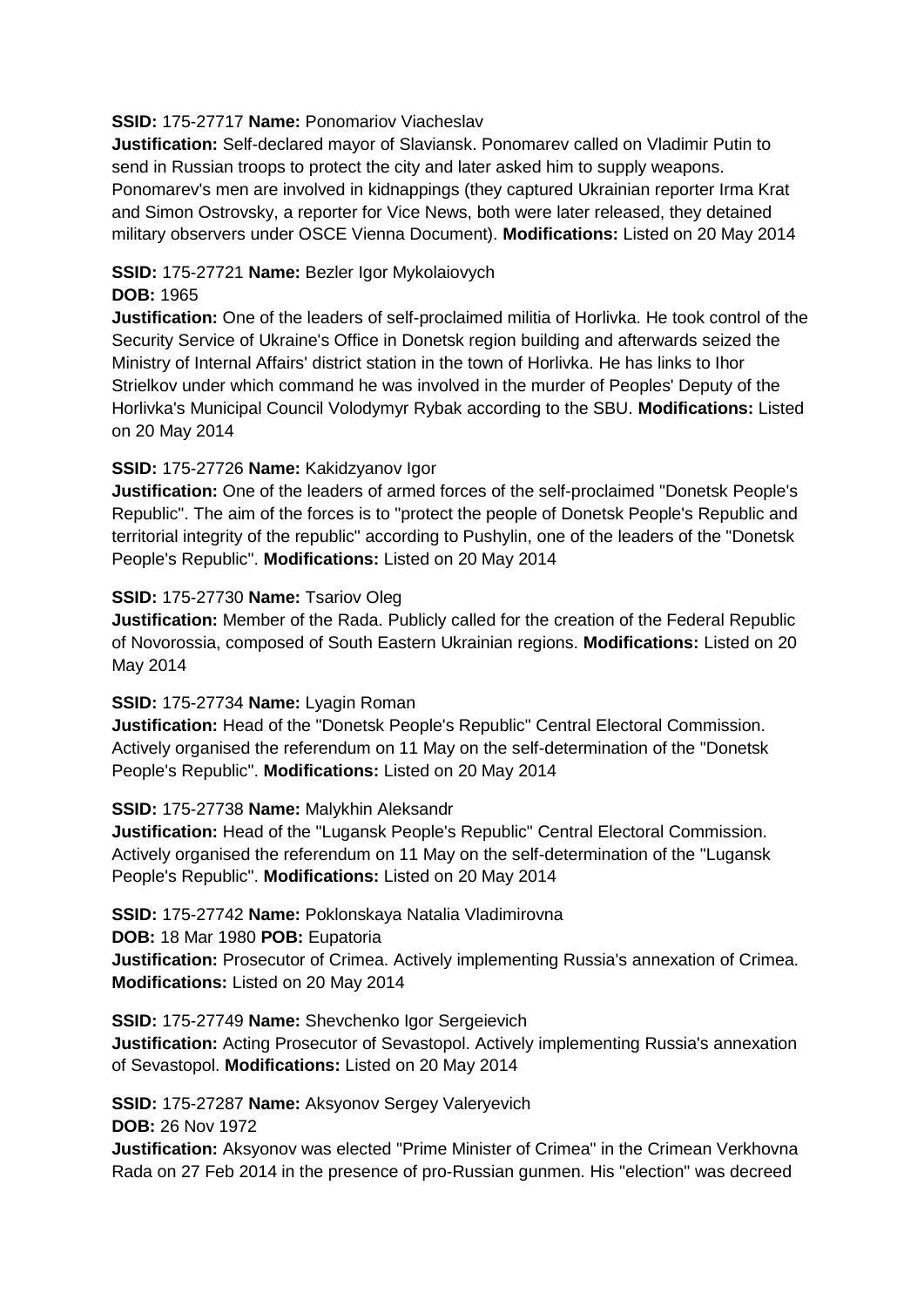**SSID:** 175-27717 **Name:** Ponomariov Viacheslav
**Justification:** Self-declared mayor of Slaviansk. Ponomarev called on Vladimir Putin to send in Russian troops to protect the city and later asked him to supply weapons. Ponomarev's men are involved in kidnappings (they captured Ukrainian reporter Irma Krat and Simon Ostrovsky, a reporter for Vice News, both were later released, they detained military observers under OSCE Vienna Document). **Modifications:** Listed on 20 May 2014

**SSID:** 175-27721 **Name:** Bezler Igor Mykolaiovych
**DOB:** 1965
**Justification:** One of the leaders of self-proclaimed militia of Horlivka. He took control of the Security Service of Ukraine's Office in Donetsk region building and afterwards seized the Ministry of Internal Affairs' district station in the town of Horlivka. He has links to Ihor Strielkov under which command he was involved in the murder of Peoples' Deputy of the Horlivka's Municipal Council Volodymyr Rybak according to the SBU. **Modifications:** Listed on 20 May 2014

**SSID:** 175-27726 **Name:** Kakidzyanov Igor
**Justification:** One of the leaders of armed forces of the self-proclaimed "Donetsk People's Republic". The aim of the forces is to "protect the people of Donetsk People's Republic and territorial integrity of the republic" according to Pushylin, one of the leaders of the "Donetsk People's Republic". **Modifications:** Listed on 20 May 2014

**SSID:** 175-27730 **Name:** Tsariov Oleg
**Justification:** Member of the Rada. Publicly called for the creation of the Federal Republic of Novorossia, composed of South Eastern Ukrainian regions. **Modifications:** Listed on 20 May 2014

**SSID:** 175-27734 **Name:** Lyagin Roman
**Justification:** Head of the "Donetsk People's Republic" Central Electoral Commission. Actively organised the referendum on 11 May on the self-determination of the "Donetsk People's Republic". **Modifications:** Listed on 20 May 2014

**SSID:** 175-27738 **Name:** Malykhin Aleksandr
**Justification:** Head of the "Lugansk People's Republic" Central Electoral Commission. Actively organised the referendum on 11 May on the self-determination of the "Lugansk People's Republic". **Modifications:** Listed on 20 May 2014

**SSID:** 175-27742 **Name:** Poklonskaya Natalia Vladimirovna
**DOB:** 18 Mar 1980 **POB:** Eupatoria
**Justification:** Prosecutor of Crimea. Actively implementing Russia's annexation of Crimea. **Modifications:** Listed on 20 May 2014

**SSID:** 175-27749 **Name:** Shevchenko Igor Sergeievich
**Justification:** Acting Prosecutor of Sevastopol. Actively implementing Russia's annexation of Sevastopol. **Modifications:** Listed on 20 May 2014

**SSID:** 175-27287 **Name:** Aksyonov Sergey Valeryevich
**DOB:** 26 Nov 1972
**Justification:** Aksyonov was elected "Prime Minister of Crimea" in the Crimean Verkhovna Rada on 27 Feb 2014 in the presence of pro-Russian gunmen. His "election" was decreed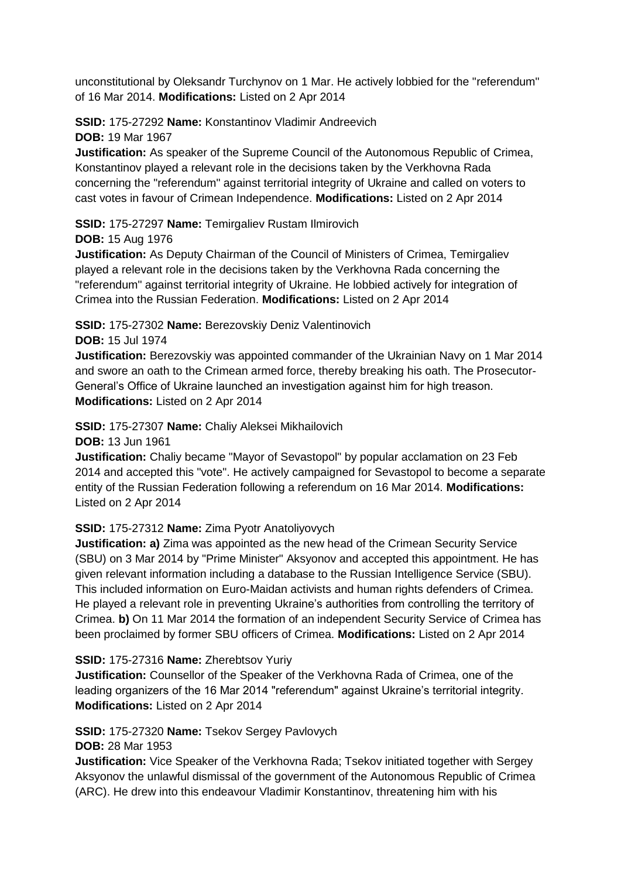unconstitutional by Oleksandr Turchynov on 1 Mar. He actively lobbied for the "referendum" of 16 Mar 2014. **Modifications:** Listed on 2 Apr 2014

**SSID:** 175-27292 **Name:** Konstantinov Vladimir Andreevich
**DOB:** 19 Mar 1967
**Justification:** As speaker of the Supreme Council of the Autonomous Republic of Crimea, Konstantinov played a relevant role in the decisions taken by the Verkhovna Rada concerning the "referendum" against territorial integrity of Ukraine and called on voters to cast votes in favour of Crimean Independence. **Modifications:** Listed on 2 Apr 2014

**SSID:** 175-27297 **Name:** Temirgaliev Rustam Ilmirovich
**DOB:** 15 Aug 1976
**Justification:** As Deputy Chairman of the Council of Ministers of Crimea, Temirgaliev played a relevant role in the decisions taken by the Verkhovna Rada concerning the "referendum" against territorial integrity of Ukraine. He lobbied actively for integration of Crimea into the Russian Federation. **Modifications:** Listed on 2 Apr 2014

**SSID:** 175-27302 **Name:** Berezovskiy Deniz Valentinovich
**DOB:** 15 Jul 1974
**Justification:** Berezovskiy was appointed commander of the Ukrainian Navy on 1 Mar 2014 and swore an oath to the Crimean armed force, thereby breaking his oath. The Prosecutor-General's Office of Ukraine launched an investigation against him for high treason. **Modifications:** Listed on 2 Apr 2014

**SSID:** 175-27307 **Name:** Chaliy Aleksei Mikhailovich
**DOB:** 13 Jun 1961
**Justification:** Chaliy became "Mayor of Sevastopol" by popular acclamation on 23 Feb 2014 and accepted this "vote". He actively campaigned for Sevastopol to become a separate entity of the Russian Federation following a referendum on 16 Mar 2014. **Modifications:** Listed on 2 Apr 2014

**SSID:** 175-27312 **Name:** Zima Pyotr Anatoliyovych
**Justification: a)** Zima was appointed as the new head of the Crimean Security Service (SBU) on 3 Mar 2014 by "Prime Minister" Aksyonov and accepted this appointment. He has given relevant information including a database to the Russian Intelligence Service (SBU). This included information on Euro-Maidan activists and human rights defenders of Crimea. He played a relevant role in preventing Ukraine's authorities from controlling the territory of Crimea. **b)** On 11 Mar 2014 the formation of an independent Security Service of Crimea has been proclaimed by former SBU officers of Crimea. **Modifications:** Listed on 2 Apr 2014

**SSID:** 175-27316 **Name:** Zherebtsov Yuriy
**Justification:** Counsellor of the Speaker of the Verkhovna Rada of Crimea, one of the leading organizers of the 16 Mar 2014 "referendum" against Ukraine's territorial integrity. **Modifications:** Listed on 2 Apr 2014

**SSID:** 175-27320 **Name:** Tsekov Sergey Pavlovych
**DOB:** 28 Mar 1953
**Justification:** Vice Speaker of the Verkhovna Rada; Tsekov initiated together with Sergey Aksyonov the unlawful dismissal of the government of the Autonomous Republic of Crimea (ARC). He drew into this endeavour Vladimir Konstantinov, threatening him with his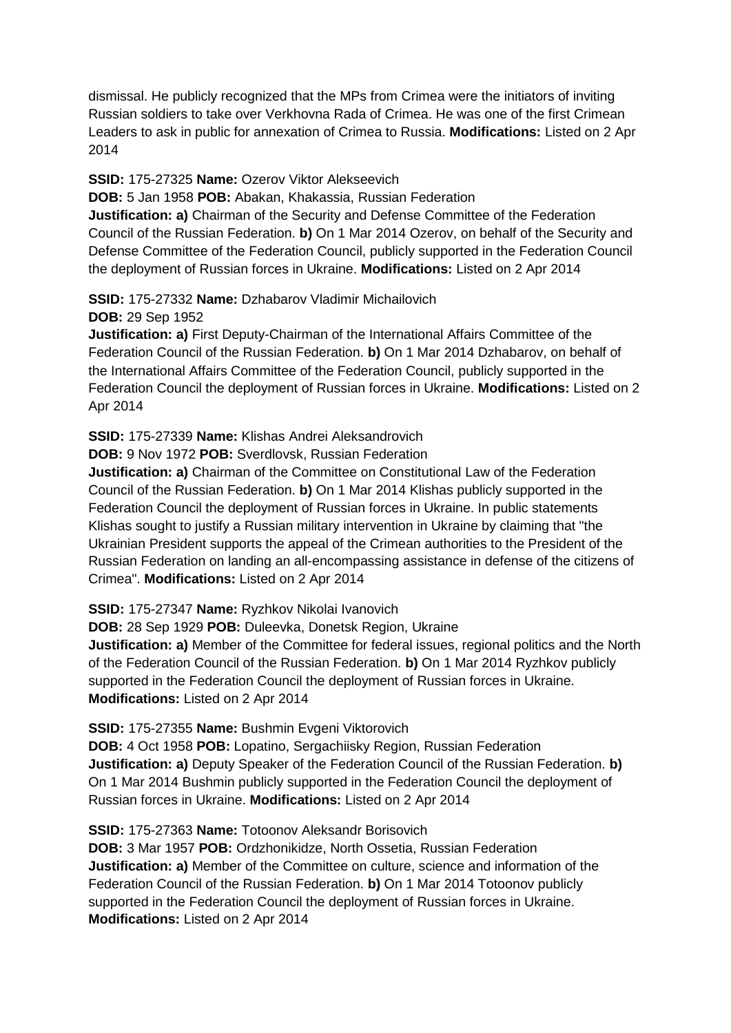dismissal. He publicly recognized that the MPs from Crimea were the initiators of inviting Russian soldiers to take over Verkhovna Rada of Crimea. He was one of the first Crimean Leaders to ask in public for annexation of Crimea to Russia. **Modifications:** Listed on 2 Apr 2014

**SSID:** 175-27325 **Name:** Ozerov Viktor Alekseevich
**DOB:** 5 Jan 1958 **POB:** Abakan, Khakassia, Russian Federation
**Justification: a)** Chairman of the Security and Defense Committee of the Federation Council of the Russian Federation. **b)** On 1 Mar 2014 Ozerov, on behalf of the Security and Defense Committee of the Federation Council, publicly supported in the Federation Council the deployment of Russian forces in Ukraine. **Modifications:** Listed on 2 Apr 2014

**SSID:** 175-27332 **Name:** Dzhabarov Vladimir Michailovich
**DOB:** 29 Sep 1952
**Justification: a)** First Deputy-Chairman of the International Affairs Committee of the Federation Council of the Russian Federation. **b)** On 1 Mar 2014 Dzhabarov, on behalf of the International Affairs Committee of the Federation Council, publicly supported in the Federation Council the deployment of Russian forces in Ukraine. **Modifications:** Listed on 2 Apr 2014

**SSID:** 175-27339 **Name:** Klishas Andrei Aleksandrovich
**DOB:** 9 Nov 1972 **POB:** Sverdlovsk, Russian Federation
**Justification: a)** Chairman of the Committee on Constitutional Law of the Federation Council of the Russian Federation. **b)** On 1 Mar 2014 Klishas publicly supported in the Federation Council the deployment of Russian forces in Ukraine. In public statements Klishas sought to justify a Russian military intervention in Ukraine by claiming that "the Ukrainian President supports the appeal of the Crimean authorities to the President of the Russian Federation on landing an all-encompassing assistance in defense of the citizens of Crimea". **Modifications:** Listed on 2 Apr 2014

**SSID:** 175-27347 **Name:** Ryzhkov Nikolai Ivanovich
**DOB:** 28 Sep 1929 **POB:** Duleevka, Donetsk Region, Ukraine
**Justification: a)** Member of the Committee for federal issues, regional politics and the North of the Federation Council of the Russian Federation. **b)** On 1 Mar 2014 Ryzhkov publicly supported in the Federation Council the deployment of Russian forces in Ukraine. **Modifications:** Listed on 2 Apr 2014

**SSID:** 175-27355 **Name:** Bushmin Evgeni Viktorovich
**DOB:** 4 Oct 1958 **POB:** Lopatino, Sergachiisky Region, Russian Federation
**Justification: a)** Deputy Speaker of the Federation Council of the Russian Federation. **b)** On 1 Mar 2014 Bushmin publicly supported in the Federation Council the deployment of Russian forces in Ukraine. **Modifications:** Listed on 2 Apr 2014

**SSID:** 175-27363 **Name:** Totoonov Aleksandr Borisovich
**DOB:** 3 Mar 1957 **POB:** Ordzhonikidze, North Ossetia, Russian Federation
**Justification: a)** Member of the Committee on culture, science and information of the Federation Council of the Russian Federation. **b)** On 1 Mar 2014 Totoonov publicly supported in the Federation Council the deployment of Russian forces in Ukraine. **Modifications:** Listed on 2 Apr 2014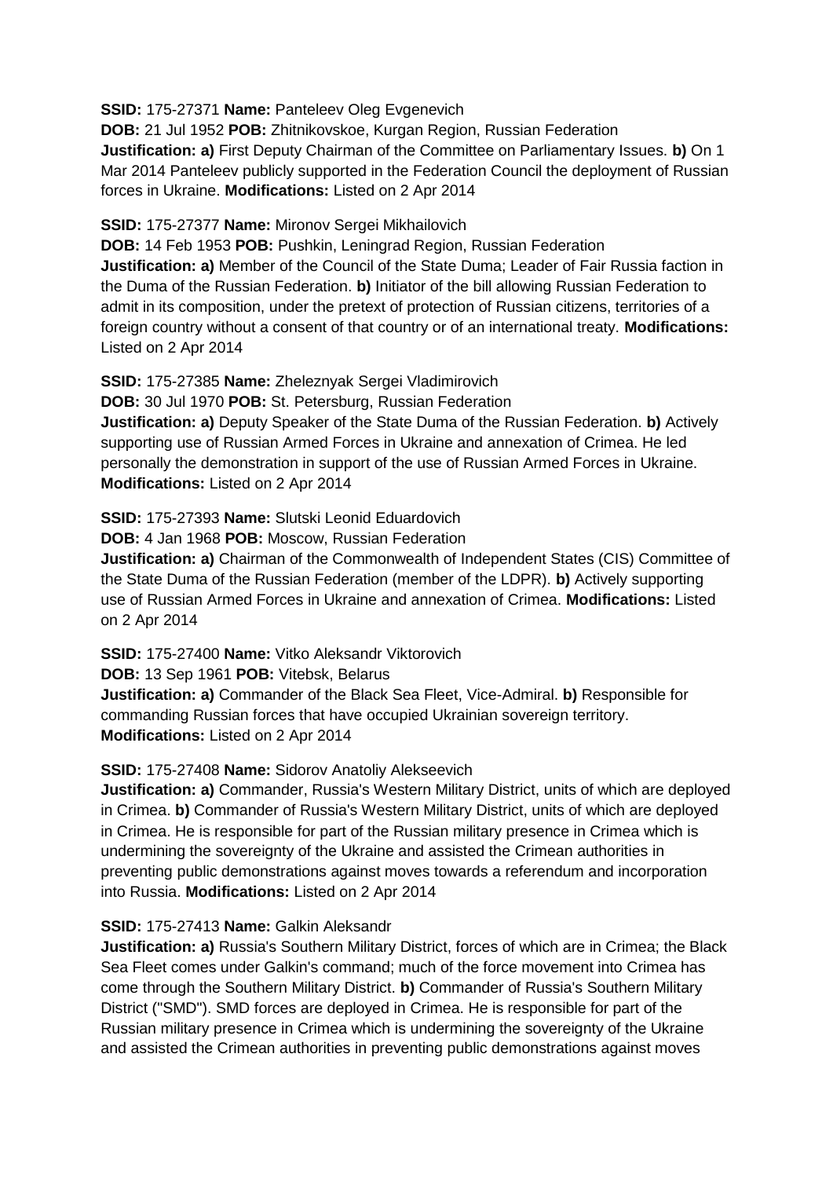**SSID:** 175-27371 **Name:** Panteleev Oleg Evgenevich
**DOB:** 21 Jul 1952 **POB:** Zhitnikovskoe, Kurgan Region, Russian Federation
**Justification: a)** First Deputy Chairman of the Committee on Parliamentary Issues. **b)** On 1 Mar 2014 Panteleev publicly supported in the Federation Council the deployment of Russian forces in Ukraine. **Modifications:** Listed on 2 Apr 2014

**SSID:** 175-27377 **Name:** Mironov Sergei Mikhailovich
**DOB:** 14 Feb 1953 **POB:** Pushkin, Leningrad Region, Russian Federation
**Justification: a)** Member of the Council of the State Duma; Leader of Fair Russia faction in the Duma of the Russian Federation. **b)** Initiator of the bill allowing Russian Federation to admit in its composition, under the pretext of protection of Russian citizens, territories of a foreign country without a consent of that country or of an international treaty. **Modifications:** Listed on 2 Apr 2014

**SSID:** 175-27385 **Name:** Zheleznyak Sergei Vladimirovich
**DOB:** 30 Jul 1970 **POB:** St. Petersburg, Russian Federation
**Justification: a)** Deputy Speaker of the State Duma of the Russian Federation. **b)** Actively supporting use of Russian Armed Forces in Ukraine and annexation of Crimea. He led personally the demonstration in support of the use of Russian Armed Forces in Ukraine. **Modifications:** Listed on 2 Apr 2014

**SSID:** 175-27393 **Name:** Slutski Leonid Eduardovich
**DOB:** 4 Jan 1968 **POB:** Moscow, Russian Federation
**Justification: a)** Chairman of the Commonwealth of Independent States (CIS) Committee of the State Duma of the Russian Federation (member of the LDPR). **b)** Actively supporting use of Russian Armed Forces in Ukraine and annexation of Crimea. **Modifications:** Listed on 2 Apr 2014

**SSID:** 175-27400 **Name:** Vitko Aleksandr Viktorovich
**DOB:** 13 Sep 1961 **POB:** Vitebsk, Belarus
**Justification: a)** Commander of the Black Sea Fleet, Vice-Admiral. **b)** Responsible for commanding Russian forces that have occupied Ukrainian sovereign territory. **Modifications:** Listed on 2 Apr 2014

**SSID:** 175-27408 **Name:** Sidorov Anatoliy Alekseevich
**Justification: a)** Commander, Russia's Western Military District, units of which are deployed in Crimea. **b)** Commander of Russia's Western Military District, units of which are deployed in Crimea. He is responsible for part of the Russian military presence in Crimea which is undermining the sovereignty of the Ukraine and assisted the Crimean authorities in preventing public demonstrations against moves towards a referendum and incorporation into Russia. **Modifications:** Listed on 2 Apr 2014

**SSID:** 175-27413 **Name:** Galkin Aleksandr
**Justification: a)** Russia's Southern Military District, forces of which are in Crimea; the Black Sea Fleet comes under Galkin's command; much of the force movement into Crimea has come through the Southern Military District. **b)** Commander of Russia's Southern Military District ("SMD"). SMD forces are deployed in Crimea. He is responsible for part of the Russian military presence in Crimea which is undermining the sovereignty of the Ukraine and assisted the Crimean authorities in preventing public demonstrations against moves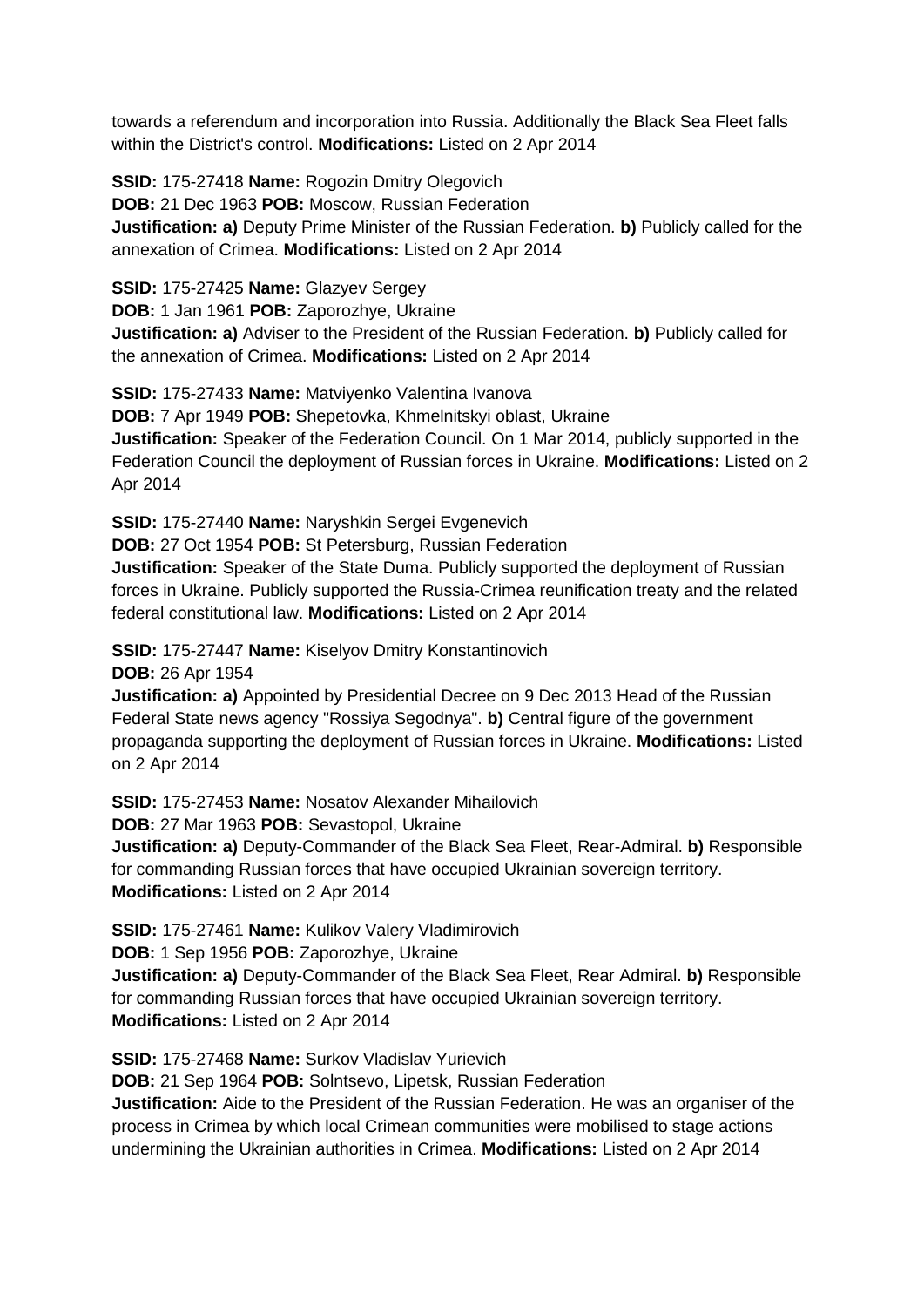towards a referendum and incorporation into Russia. Additionally the Black Sea Fleet falls within the District's control. **Modifications:** Listed on 2 Apr 2014

**SSID:** 175-27418 **Name:** Rogozin Dmitry Olegovich
**DOB:** 21 Dec 1963 **POB:** Moscow, Russian Federation
**Justification: a)** Deputy Prime Minister of the Russian Federation. **b)** Publicly called for the annexation of Crimea. **Modifications:** Listed on 2 Apr 2014

**SSID:** 175-27425 **Name:** Glazyev Sergey
**DOB:** 1 Jan 1961 **POB:** Zaporozhye, Ukraine
**Justification: a)** Adviser to the President of the Russian Federation. **b)** Publicly called for the annexation of Crimea. **Modifications:** Listed on 2 Apr 2014

**SSID:** 175-27433 **Name:** Matviyenko Valentina Ivanova
**DOB:** 7 Apr 1949 **POB:** Shepetovka, Khmelnitskyi oblast, Ukraine
**Justification:** Speaker of the Federation Council. On 1 Mar 2014, publicly supported in the Federation Council the deployment of Russian forces in Ukraine. **Modifications:** Listed on 2 Apr 2014

**SSID:** 175-27440 **Name:** Naryshkin Sergei Evgenevich
**DOB:** 27 Oct 1954 **POB:** St Petersburg, Russian Federation
**Justification:** Speaker of the State Duma. Publicly supported the deployment of Russian forces in Ukraine. Publicly supported the Russia-Crimea reunification treaty and the related federal constitutional law. **Modifications:** Listed on 2 Apr 2014

**SSID:** 175-27447 **Name:** Kiselyov Dmitry Konstantinovich
**DOB:** 26 Apr 1954
**Justification: a)** Appointed by Presidential Decree on 9 Dec 2013 Head of the Russian Federal State news agency "Rossiya Segodnya". **b)** Central figure of the government propaganda supporting the deployment of Russian forces in Ukraine. **Modifications:** Listed on 2 Apr 2014

**SSID:** 175-27453 **Name:** Nosatov Alexander Mihailovich
**DOB:** 27 Mar 1963 **POB:** Sevastopol, Ukraine
**Justification: a)** Deputy-Commander of the Black Sea Fleet, Rear-Admiral. **b)** Responsible for commanding Russian forces that have occupied Ukrainian sovereign territory. **Modifications:** Listed on 2 Apr 2014

**SSID:** 175-27461 **Name:** Kulikov Valery Vladimirovich
**DOB:** 1 Sep 1956 **POB:** Zaporozhye, Ukraine
**Justification: a)** Deputy-Commander of the Black Sea Fleet, Rear Admiral. **b)** Responsible for commanding Russian forces that have occupied Ukrainian sovereign territory. **Modifications:** Listed on 2 Apr 2014

**SSID:** 175-27468 **Name:** Surkov Vladislav Yurievich
**DOB:** 21 Sep 1964 **POB:** Solntsevo, Lipetsk, Russian Federation
**Justification:** Aide to the President of the Russian Federation. He was an organiser of the process in Crimea by which local Crimean communities were mobilised to stage actions undermining the Ukrainian authorities in Crimea. **Modifications:** Listed on 2 Apr 2014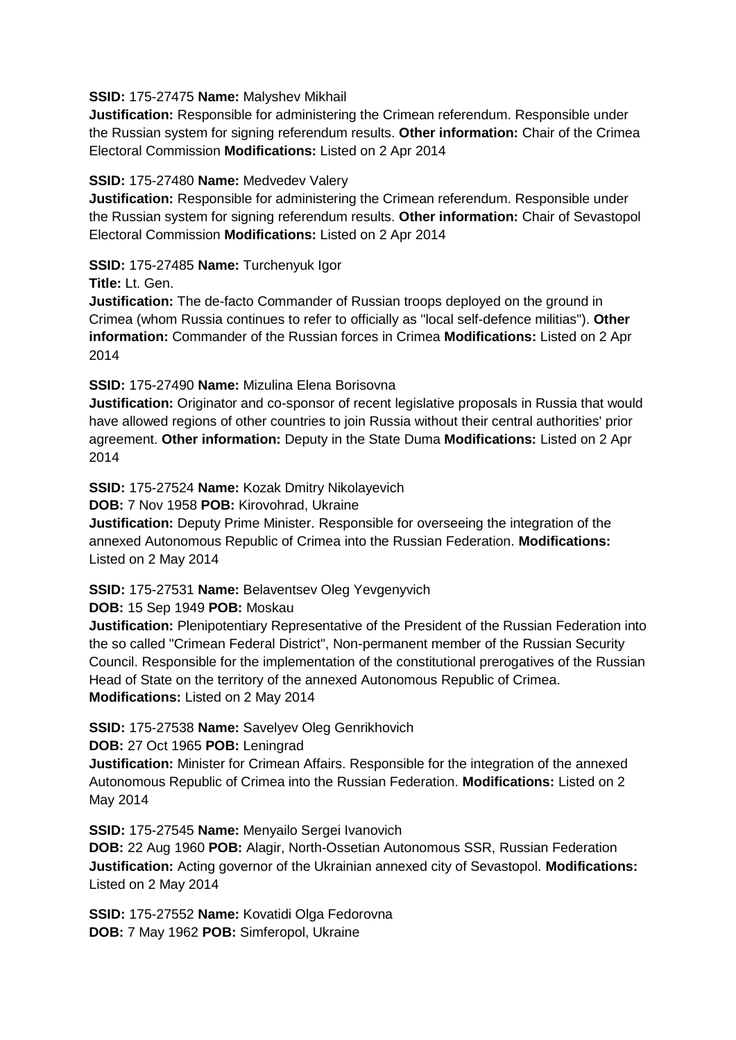**SSID:** 175-27475 **Name:** Malyshev Mikhail
**Justification:** Responsible for administering the Crimean referendum. Responsible under the Russian system for signing referendum results. **Other information:** Chair of the Crimea Electoral Commission **Modifications:** Listed on 2 Apr 2014

**SSID:** 175-27480 **Name:** Medvedev Valery
**Justification:** Responsible for administering the Crimean referendum. Responsible under the Russian system for signing referendum results. **Other information:** Chair of Sevastopol Electoral Commission **Modifications:** Listed on 2 Apr 2014

**SSID:** 175-27485 **Name:** Turchenyuk Igor
**Title:** Lt. Gen.
**Justification:** The de-facto Commander of Russian troops deployed on the ground in Crimea (whom Russia continues to refer to officially as "local self-defence militias"). **Other information:** Commander of the Russian forces in Crimea **Modifications:** Listed on 2 Apr 2014

**SSID:** 175-27490 **Name:** Mizulina Elena Borisovna
**Justification:** Originator and co-sponsor of recent legislative proposals in Russia that would have allowed regions of other countries to join Russia without their central authorities' prior agreement. **Other information:** Deputy in the State Duma **Modifications:** Listed on 2 Apr 2014

**SSID:** 175-27524 **Name:** Kozak Dmitry Nikolayevich
**DOB:** 7 Nov 1958 **POB:** Kirovohrad, Ukraine
**Justification:** Deputy Prime Minister. Responsible for overseeing the integration of the annexed Autonomous Republic of Crimea into the Russian Federation. **Modifications:** Listed on 2 May 2014

**SSID:** 175-27531 **Name:** Belaventsev Oleg Yevgenyvich
**DOB:** 15 Sep 1949 **POB:** Moskau
**Justification:** Plenipotentiary Representative of the President of the Russian Federation into the so called "Crimean Federal District", Non-permanent member of the Russian Security Council. Responsible for the implementation of the constitutional prerogatives of the Russian Head of State on the territory of the annexed Autonomous Republic of Crimea. **Modifications:** Listed on 2 May 2014

**SSID:** 175-27538 **Name:** Savelyev Oleg Genrikhovich
**DOB:** 27 Oct 1965 **POB:** Leningrad
**Justification:** Minister for Crimean Affairs. Responsible for the integration of the annexed Autonomous Republic of Crimea into the Russian Federation. **Modifications:** Listed on 2 May 2014

**SSID:** 175-27545 **Name:** Menyailo Sergei Ivanovich
**DOB:** 22 Aug 1960 **POB:** Alagir, North-Ossetian Autonomous SSR, Russian Federation
**Justification:** Acting governor of the Ukrainian annexed city of Sevastopol. **Modifications:** Listed on 2 May 2014

**SSID:** 175-27552 **Name:** Kovatidi Olga Fedorovna
**DOB:** 7 May 1962 **POB:** Simferopol, Ukraine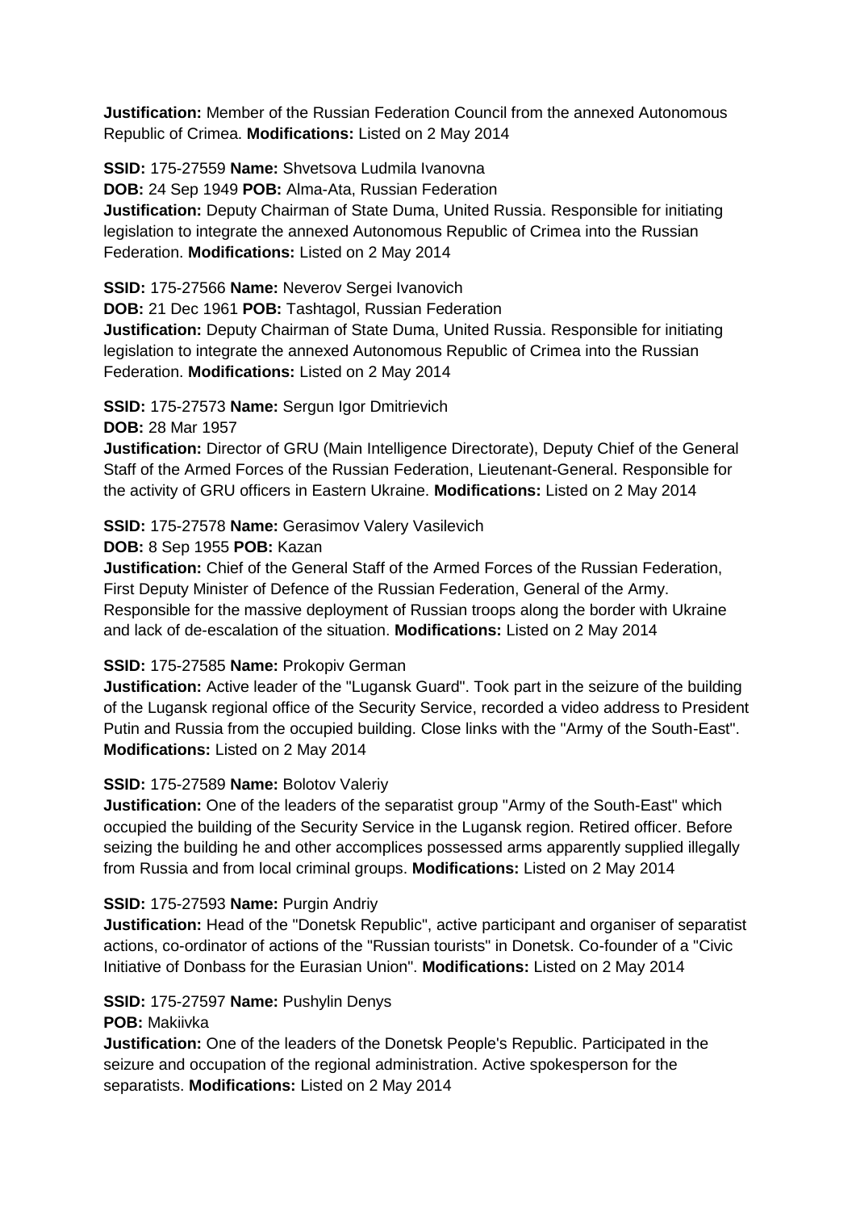**Justification:** Member of the Russian Federation Council from the annexed Autonomous Republic of Crimea. **Modifications:** Listed on 2 May 2014

**SSID:** 175-27559 **Name:** Shvetsova Ludmila Ivanovna
**DOB:** 24 Sep 1949 **POB:** Alma-Ata, Russian Federation
**Justification:** Deputy Chairman of State Duma, United Russia. Responsible for initiating legislation to integrate the annexed Autonomous Republic of Crimea into the Russian Federation. **Modifications:** Listed on 2 May 2014

**SSID:** 175-27566 **Name:** Neverov Sergei Ivanovich
**DOB:** 21 Dec 1961 **POB:** Tashtagol, Russian Federation
**Justification:** Deputy Chairman of State Duma, United Russia. Responsible for initiating legislation to integrate the annexed Autonomous Republic of Crimea into the Russian Federation. **Modifications:** Listed on 2 May 2014

**SSID:** 175-27573 **Name:** Sergun Igor Dmitrievich
**DOB:** 28 Mar 1957
**Justification:** Director of GRU (Main Intelligence Directorate), Deputy Chief of the General Staff of the Armed Forces of the Russian Federation, Lieutenant-General. Responsible for the activity of GRU officers in Eastern Ukraine. **Modifications:** Listed on 2 May 2014

**SSID:** 175-27578 **Name:** Gerasimov Valery Vasilevich
**DOB:** 8 Sep 1955 **POB:** Kazan
**Justification:** Chief of the General Staff of the Armed Forces of the Russian Federation, First Deputy Minister of Defence of the Russian Federation, General of the Army. Responsible for the massive deployment of Russian troops along the border with Ukraine and lack of de-escalation of the situation. **Modifications:** Listed on 2 May 2014

**SSID:** 175-27585 **Name:** Prokopiv German
**Justification:** Active leader of the "Lugansk Guard". Took part in the seizure of the building of the Lugansk regional office of the Security Service, recorded a video address to President Putin and Russia from the occupied building. Close links with the "Army of the South-East". **Modifications:** Listed on 2 May 2014

**SSID:** 175-27589 **Name:** Bolotov Valeriy
**Justification:** One of the leaders of the separatist group "Army of the South-East" which occupied the building of the Security Service in the Lugansk region. Retired officer. Before seizing the building he and other accomplices possessed arms apparently supplied illegally from Russia and from local criminal groups. **Modifications:** Listed on 2 May 2014

**SSID:** 175-27593 **Name:** Purgin Andriy
**Justification:** Head of the "Donetsk Republic", active participant and organiser of separatist actions, co-ordinator of actions of the "Russian tourists" in Donetsk. Co-founder of a "Civic Initiative of Donbass for the Eurasian Union". **Modifications:** Listed on 2 May 2014

**SSID:** 175-27597 **Name:** Pushylin Denys
**POB:** Makiivka
**Justification:** One of the leaders of the Donetsk People's Republic. Participated in the seizure and occupation of the regional administration. Active spokesperson for the separatists. **Modifications:** Listed on 2 May 2014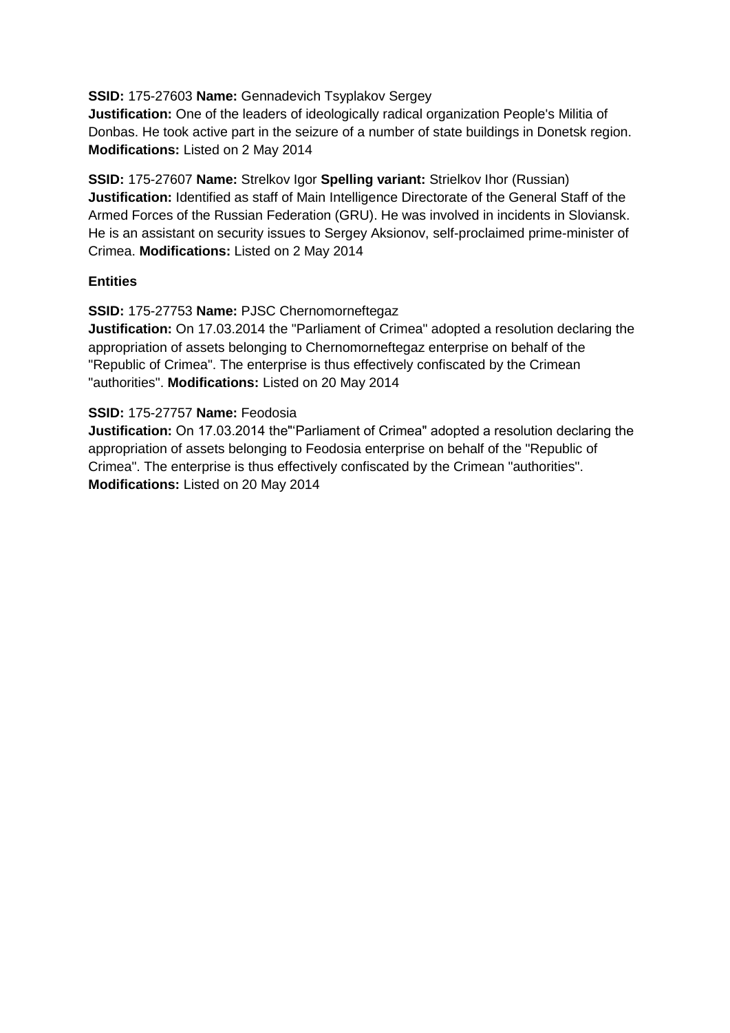**SSID:** 175-27603 **Name:** Gennadevich Tsyplakov Sergey
**Justification:** One of the leaders of ideologically radical organization People's Militia of Donbas. He took active part in the seizure of a number of state buildings in Donetsk region.
**Modifications:** Listed on 2 May 2014

**SSID:** 175-27607 **Name:** Strelkov Igor **Spelling variant:** Strielkov Ihor (Russian)
**Justification:** Identified as staff of Main Intelligence Directorate of the General Staff of the Armed Forces of the Russian Federation (GRU). He was involved in incidents in Sloviansk. He is an assistant on security issues to Sergey Aksionov, self-proclaimed prime-minister of Crimea. **Modifications:** Listed on 2 May 2014

**Entities**

**SSID:** 175-27753 **Name:** PJSC Chernomorneftegaz
**Justification:** On 17.03.2014 the "Parliament of Crimea" adopted a resolution declaring the appropriation of assets belonging to Chernomorneftegaz enterprise on behalf of the "Republic of Crimea". The enterprise is thus effectively confiscated by the Crimean "authorities". **Modifications:** Listed on 20 May 2014

**SSID:** 175-27757 **Name:** Feodosia
**Justification:** On 17.03.2014 the"'Parliament of Crimea" adopted a resolution declaring the appropriation of assets belonging to Feodosia enterprise on behalf of the "Republic of Crimea". The enterprise is thus effectively confiscated by the Crimean "authorities".
**Modifications:** Listed on 20 May 2014